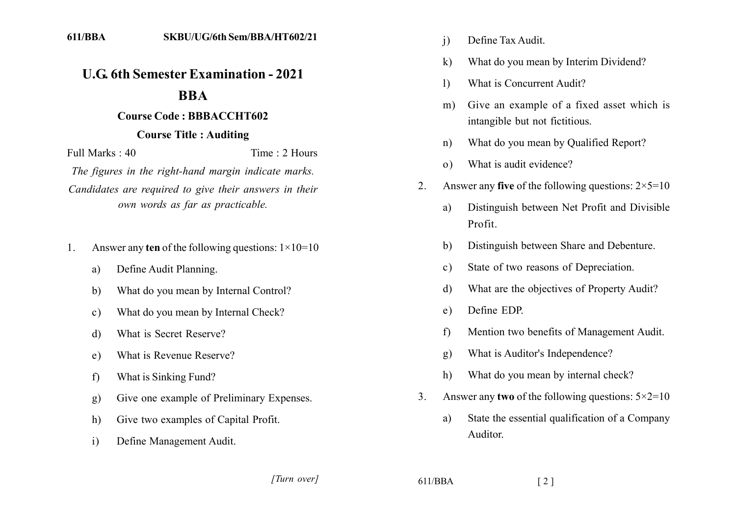611/BBA SKBU/UG/6th Sem/BBA/HT602/21

# U.G. 6th Semester Examination - 2021

## BBA

### Course Code : BBBACCHT602

### Course Title : Auditing

Full Marks : 40 Time : 2 Hours

*The figures in the right-hand margin indicate marks. Candidates are required to give their answers in their own words as far as practicable.*

1. Answer any **ten** of the following questions: $1\times10=10$

   a) Define Audit Planning.

   b) What do you mean by Internal Control?

   c) What do you mean by Internal Check?

   d) What is Secret Reserve?

   e) What is Revenue Reserve?

   f) What is Sinking Fund?

   g) Give one example of Preliminary Expenses.

   h) Give two examples of Capital Profit.

   i) Define Management Audit.

   j) Define Tax Audit.

   k) What do you mean by Interim Dividend?

   l) What is Concurrent Audit?

   m) Give an example of a fixed asset which is intangible but not fictitious.

   n) What do you mean by Qualified Report?

   o) What is audit evidence?

2. Answer any **five** of the following questions: $2\times5=10$

   a) Distinguish between Net Profit and Divisible Profit.

   b) Distinguish between Share and Debenture.

   c) State of two reasons of Depreciation.

   d) What are the objectives of Property Audit?

   e) Define EDP.

   f) Mention two benefits of Management Audit.

   g) What is Auditor's Independence?

   h) What do you mean by internal check?

3. Answer any **two** of the following questions: $5\times2=10$

   a) State the essential qualification of a Company Auditor.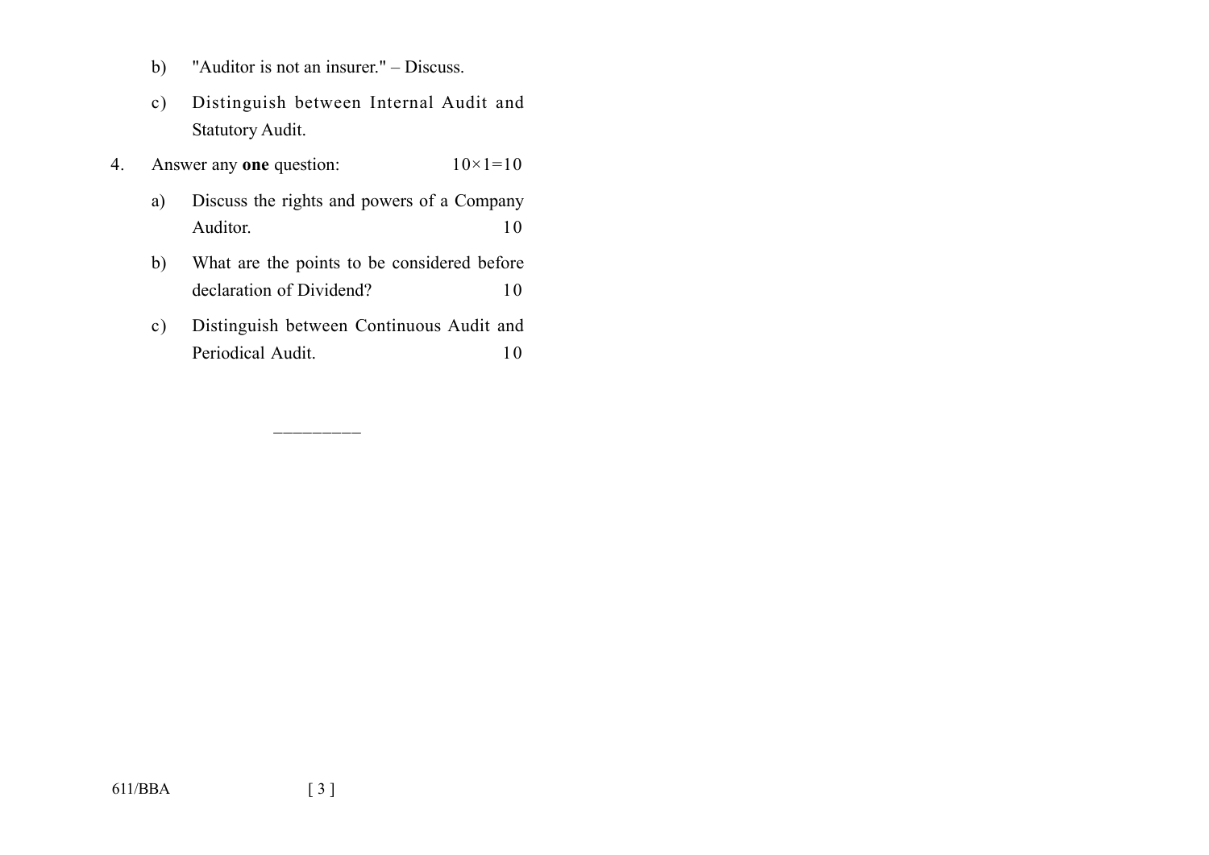b) "Auditor is not an insurer." – Discuss.

c) Distinguish between Internal Audit and Statutory Audit.

4. Answer any **one** question: 10×1=10

a) Discuss the rights and powers of a Company Auditor. 10

b) What are the points to be considered before declaration of Dividend? 10

c) Distinguish between Continuous Audit and Periodical Audit. 10

―――――――